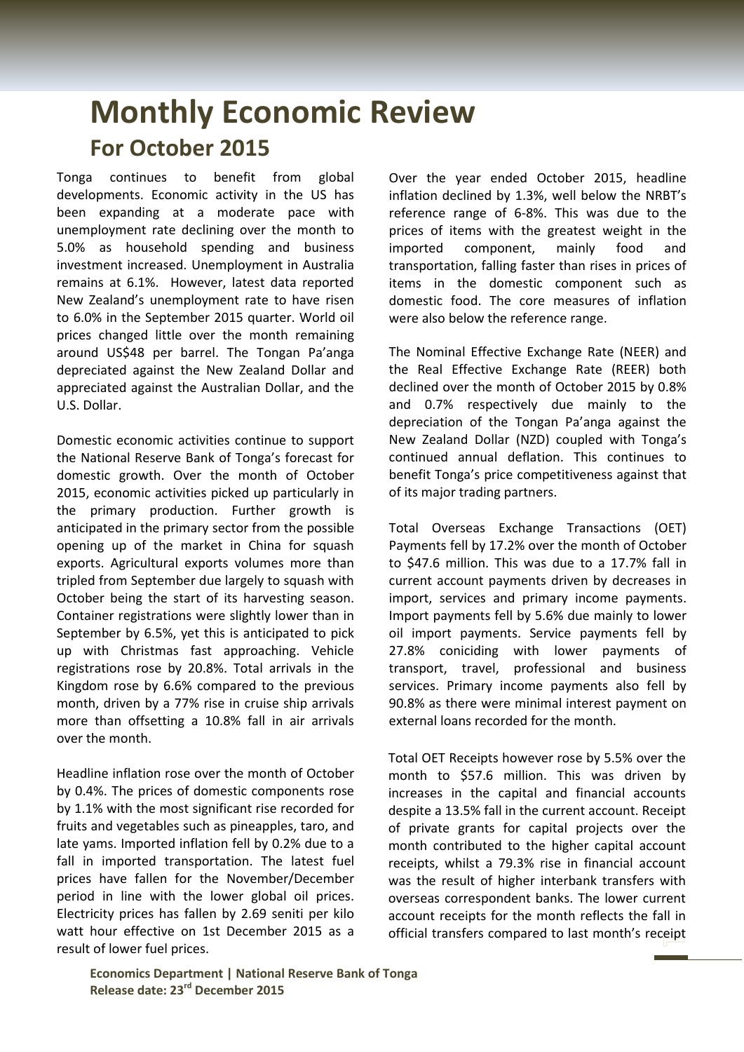# Monthly Economic Review

## For October 2015

Tonga continues to benefit from global developments. Economic activity in the US has been expanding at a moderate pace with unemployment rate declining over the month to 5.0% as household spending and business investment increased. Unemployment in Australia remains at 6.1%. However, latest data reported New Zealand's unemployment rate to have risen to 6.0% in the September 2015 quarter. World oil prices changed little over the month remaining around US$48 per barrel. The Tongan Pa'anga depreciated against the New Zealand Dollar and appreciated against the Australian Dollar, and the U.S. Dollar.

Domestic economic activities continue to support the National Reserve Bank of Tonga's forecast for domestic growth. Over the month of October 2015, economic activities picked up particularly in the primary production. Further growth is anticipated in the primary sector from the possible opening up of the market in China for squash exports. Agricultural exports volumes more than tripled from September due largely to squash with October being the start of its harvesting season. Container registrations were slightly lower than in September by 6.5%, yet this is anticipated to pick up with Christmas fast approaching. Vehicle registrations rose by 20.8%. Total arrivals in the Kingdom rose by 6.6% compared to the previous month, driven by a 77% rise in cruise ship arrivals more than offsetting a 10.8% fall in air arrivals over the month.

Headline inflation rose over the month of October by 0.4%. The prices of domestic components rose by 1.1% with the most significant rise recorded for fruits and vegetables such as pineapples, taro, and late yams. Imported inflation fell by 0.2% due to a fall in imported transportation. The latest fuel prices have fallen for the November/December period in line with the lower global oil prices. Electricity prices has fallen by 2.69 seniti per kilo watt hour effective on 1st December 2015 as a result of lower fuel prices.

Over the year ended October 2015, headline inflation declined by 1.3%, well below the NRBT's reference range of 6-8%. This was due to the prices of items with the greatest weight in the imported component, mainly food and transportation, falling faster than rises in prices of items in the domestic component such as domestic food. The core measures of inflation were also below the reference range.

The Nominal Effective Exchange Rate (NEER) and the Real Effective Exchange Rate (REER) both declined over the month of October 2015 by 0.8% and 0.7% respectively due mainly to the depreciation of the Tongan Pa'anga against the New Zealand Dollar (NZD) coupled with Tonga's continued annual deflation. This continues to benefit Tonga's price competitiveness against that of its major trading partners.

Total Overseas Exchange Transactions (OET) Payments fell by 17.2% over the month of October to $47.6 million. This was due to a 17.7% fall in current account payments driven by decreases in import, services and primary income payments. Import payments fell by 5.6% due mainly to lower oil import payments. Service payments fell by 27.8% coniciding with lower payments of transport, travel, professional and business services. Primary income payments also fell by 90.8% as there were minimal interest payment on external loans recorded for the month.

Total OET Receipts however rose by 5.5% over the month to $57.6 million. This was driven by increases in the capital and financial accounts despite a 13.5% fall in the current account. Receipt of private grants for capital projects over the month contributed to the higher capital account receipts, whilst a 79.3% rise in financial account was the result of higher interbank transfers with overseas correspondent banks. The lower current account receipts for the month reflects the fall in official transfers compared to last month's receipt

**Economics Department | National Reserve Bank of Tonga**
**Release date: 23rd December 2015**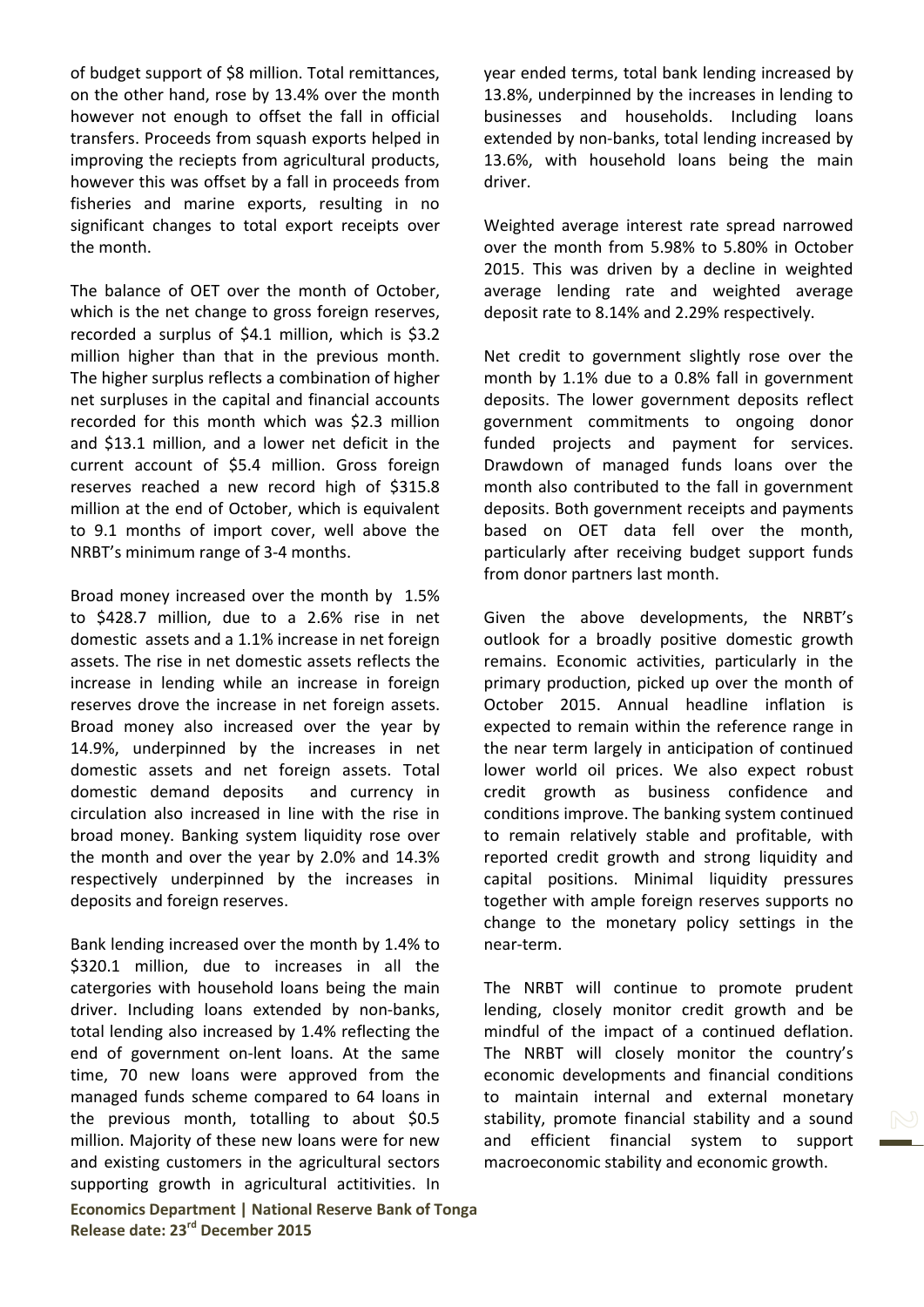of budget support of $8 million. Total remittances, on the other hand, rose by 13.4% over the month however not enough to offset the fall in official transfers. Proceeds from squash exports helped in improving the reciepts from agricultural products, however this was offset by a fall in proceeds from fisheries and marine exports, resulting in no significant changes to total export receipts over the month.

The balance of OET over the month of October, which is the net change to gross foreign reserves, recorded a surplus of $4.1 million, which is $3.2 million higher than that in the previous month. The higher surplus reflects a combination of higher net surpluses in the capital and financial accounts recorded for this month which was $2.3 million and $13.1 million, and a lower net deficit in the current account of $5.4 million. Gross foreign reserves reached a new record high of $315.8 million at the end of October, which is equivalent to 9.1 months of import cover, well above the NRBT's minimum range of 3-4 months.

Broad money increased over the month by 1.5% to $428.7 million, due to a 2.6% rise in net domestic assets and a 1.1% increase in net foreign assets. The rise in net domestic assets reflects the increase in lending while an increase in foreign reserves drove the increase in net foreign assets. Broad money also increased over the year by 14.9%, underpinned by the increases in net domestic assets and net foreign assets. Total domestic demand deposits and currency in circulation also increased in line with the rise in broad money. Banking system liquidity rose over the month and over the year by 2.0% and 14.3% respectively underpinned by the increases in deposits and foreign reserves.

Bank lending increased over the month by 1.4% to $320.1 million, due to increases in all the catergories with household loans being the main driver. Including loans extended by non-banks, total lending also increased by 1.4% reflecting the end of government on-lent loans. At the same time, 70 new loans were approved from the managed funds scheme compared to 64 loans in the previous month, totalling to about $0.5 million. Majority of these new loans were for new and existing customers in the agricultural sectors supporting growth in agricultural actitivities. In year ended terms, total bank lending increased by 13.8%, underpinned by the increases in lending to businesses and households. Including loans extended by non-banks, total lending increased by 13.6%, with household loans being the main driver.

Weighted average interest rate spread narrowed over the month from 5.98% to 5.80% in October 2015. This was driven by a decline in weighted average lending rate and weighted average deposit rate to 8.14% and 2.29% respectively.

Net credit to government slightly rose over the month by 1.1% due to a 0.8% fall in government deposits. The lower government deposits reflect government commitments to ongoing donor funded projects and payment for services. Drawdown of managed funds loans over the month also contributed to the fall in government deposits. Both government receipts and payments based on OET data fell over the month, particularly after receiving budget support funds from donor partners last month.

Given the above developments, the NRBT's outlook for a broadly positive domestic growth remains. Economic activities, particularly in the primary production, picked up over the month of October 2015. Annual headline inflation is expected to remain within the reference range in the near term largely in anticipation of continued lower world oil prices. We also expect robust credit growth as business confidence and conditions improve. The banking system continued to remain relatively stable and profitable, with reported credit growth and strong liquidity and capital positions. Minimal liquidity pressures together with ample foreign reserves supports no change to the monetary policy settings in the near-term.

The NRBT will continue to promote prudent lending, closely monitor credit growth and be mindful of the impact of a continued deflation. The NRBT will closely monitor the country's economic developments and financial conditions to maintain internal and external monetary stability, promote financial stability and a sound and efficient financial system to support macroeconomic stability and economic growth.

**Economics Department | National Reserve Bank of Tonga**
**Release date: 23rd December 2015**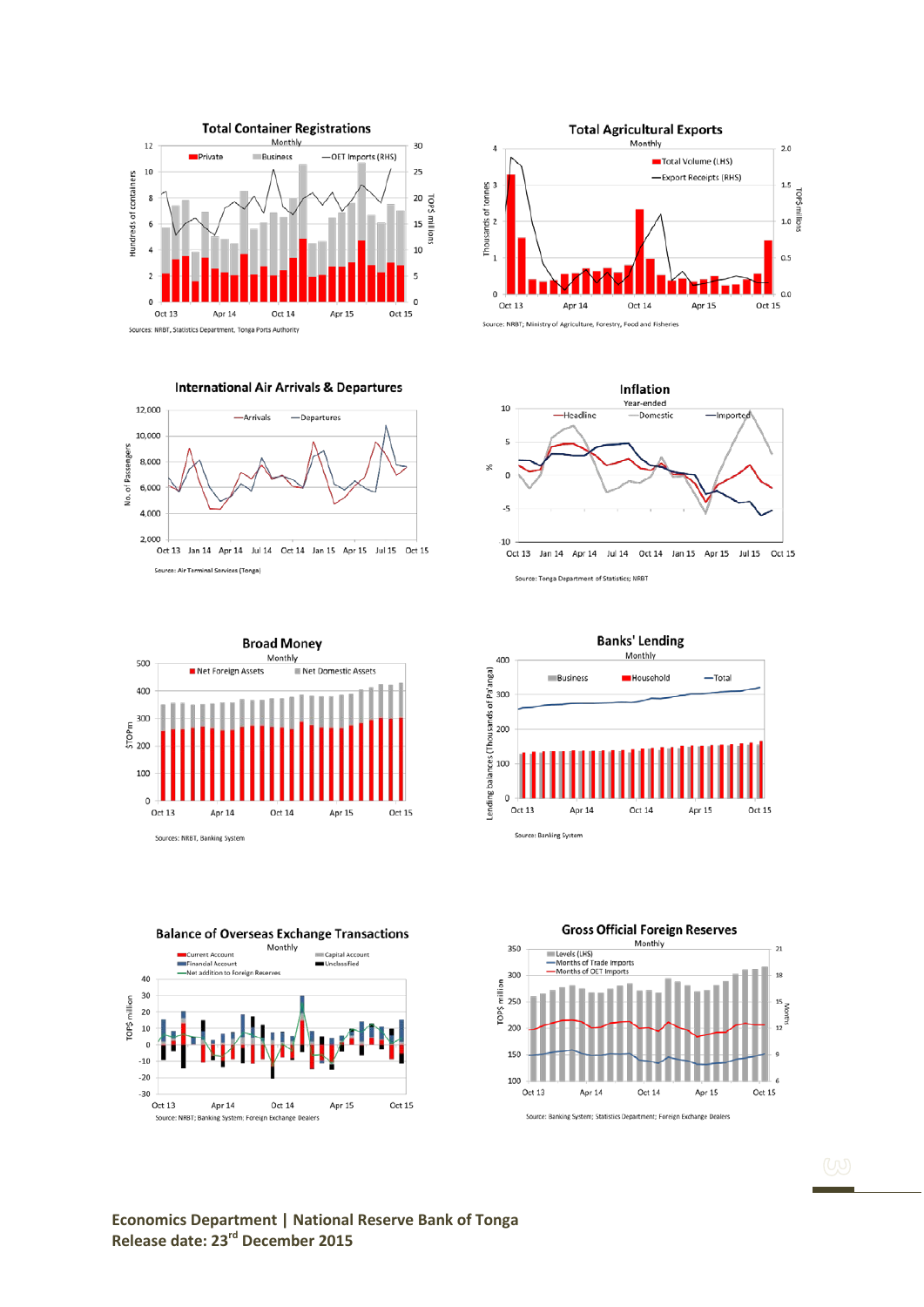## Total Container Registrations

Monthly

Private
Business
OET Imports (RHS)

Hundreds of containers

TOP$ millions

12
10
8
6
4
2
0

30
25
20
15
10
5
0

Oct 13
Apr 14
Oct 14
Apr 15
Oct 15

Sources: NRBT, Statistics Department, Tonga Ports Authority

## Total Agricultural Exports

Monthly

Total Volume (LHS)
Export Receipts (RHS)

Thousands of tonnes

TOP$ millions

4
3
2
1
0

2.0
1.5
1.0
0.5
0.0

Oct 13
Apr 14
Oct 14
Apr 15
Oct 15

Source: NRBT; Ministry of Agriculture, Forestry, Food and Fisheries

## International Air Arrivals & Departures

Arrivals
Departures

No. of Passengers

12,000
10,000
8,000
6,000
4,000
2,000

Oct 13
Jan 14
Apr 14
Jul 14
Oct 14
Jan 15
Apr 15
Jul 15
Oct 15

Source: Air Terminal Services (Tonga)

## Inflation

Year-ended

Headline
Domestic
Imported

%

10
5
0
-5
-10

Oct 13
Jan 14
Apr 14
Jul 14
Oct 14
Jan 15
Apr 15
Jul 15
Oct 15

Source: Tonga Department of Statistics; NRBT

## Broad Money

Monthly

Net Foreign Assets
Net Domestic Assets

$TOPm

500
400
300
200
100
0

Oct 13
Apr 14
Oct 14
Apr 15
Oct 15

Sources: NRBT, Banking System

## Banks' Lending

Monthly

Business
Household
Total

Lending balances (Thousands of Pa'anga)

400
300
200
100
0

Oct 13
Apr 14
Oct 14
Apr 15
Oct 15

Source: Banking Sytem

## Balance of Overseas Exchange Transactions

Monthly

Current Account
Financial Account
Net addition to Foreign Reserves
Capital Account
Unclassified

TOP$ million

40
30
20
10
0
-10
-20
-30

Oct 13
Apr 14
Oct 14
Apr 15
Oct 15

Source: NRBT; Banking System; Foreign Exchange Dealers

## Gross Official Foreign Reserves

Monthly

Levels (LHS)
Months of Trade Imports
Months of OET Imports

TOP$ million

Months

350
300
250
200
150
100

21
18
15
12
9
6

Oct 13
Apr 14
Oct 14
Apr 15
Oct 15

Source: Banking System; Statistics Department; Foreign Exchange Dealers

**Economics Department | National Reserve Bank of Tonga**
**Release date: 23rd December 2015**